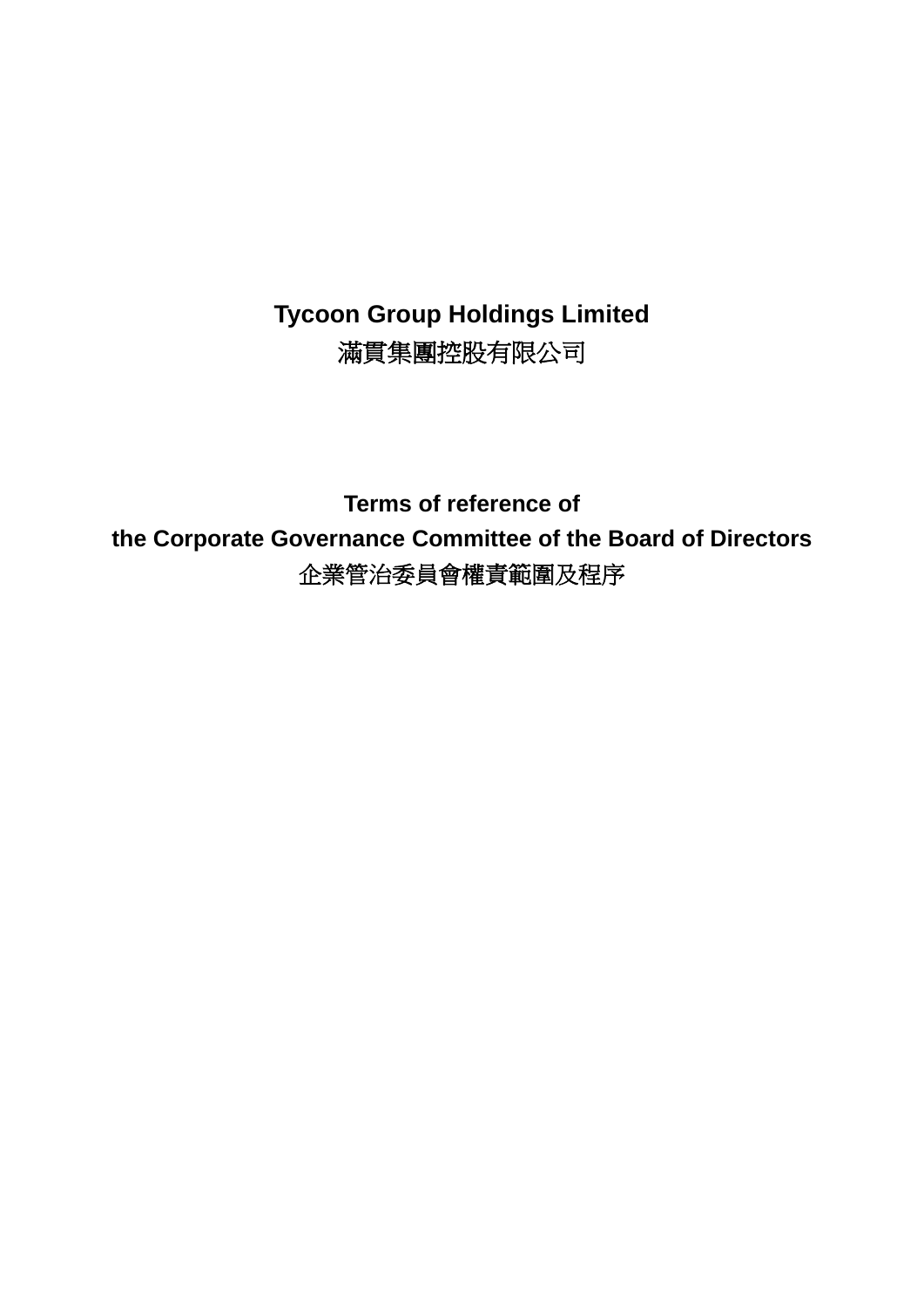**Tycoon Group Holdings Limited**
滿貫集團控股有限公司

**Terms of reference of**
**the Corporate Governance Committee of the Board of Directors**
企業管治委員會權責範圍及程序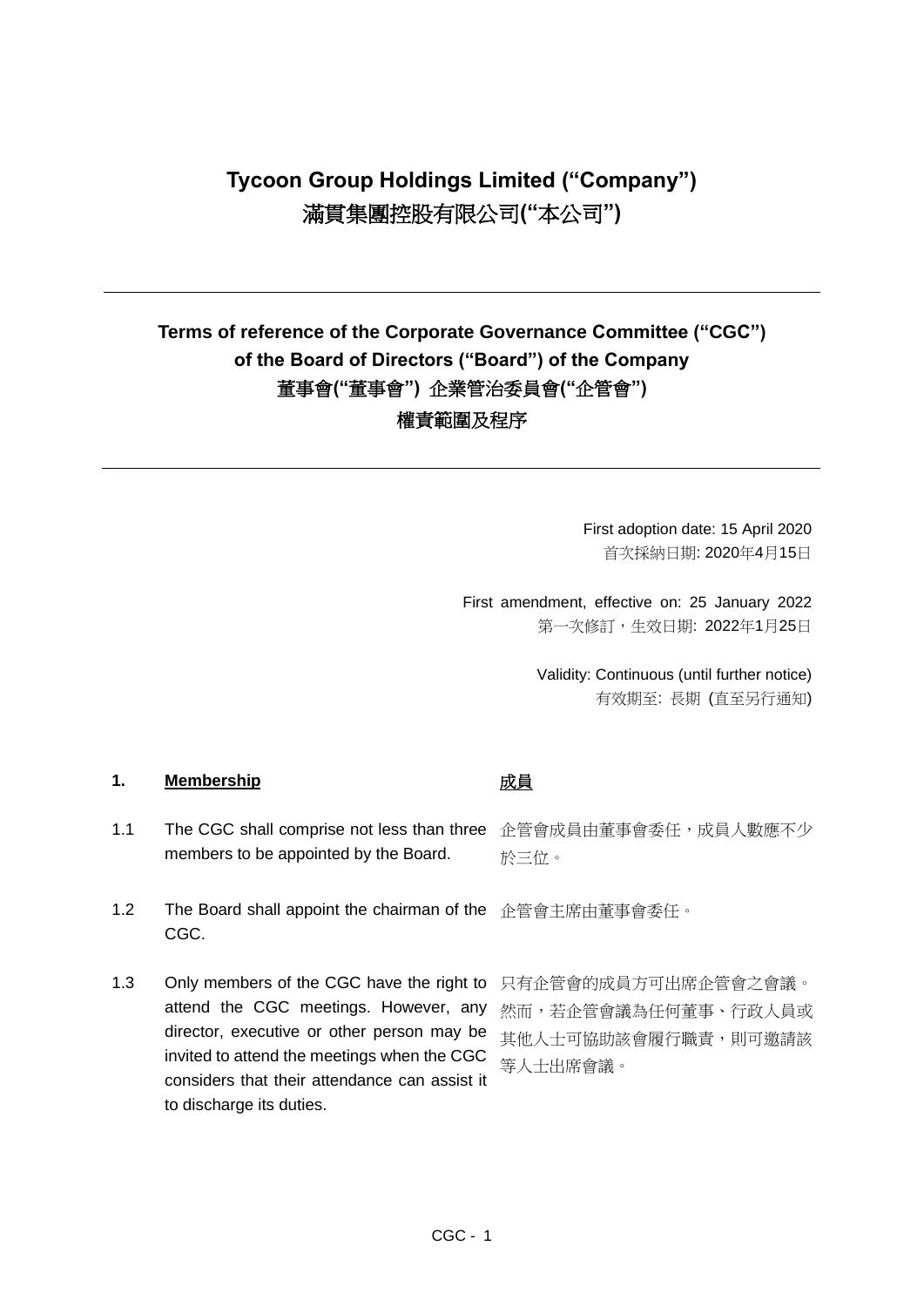# Tycoon Group Holdings Limited ("Company")
# 滿貫集團控股有限公司("本公司")

---

## Terms of reference of the Corporate Governance Committee ("CGC") of the Board of Directors ("Board") of the Company
## 董事會("董事會") 企業管治委員會("企管會")
## 權責範圍及程序

---

First adoption date: 15 April 2020
首次採納日期: 2020年4月15日

First amendment, effective on: 25 January 2022
第一次修訂，生效日期: 2022年1月25日

Validity: Continuous (until further notice)
有效期至: 長期 (直至另行通知)

**1. <u>Membership</u>** **<u>成員</u>**

1.1 The CGC shall comprise not less than three members to be appointed by the Board.

企管會成員由董事會委任，成員人數應不少於三位。

1.2 The Board shall appoint the chairman of the CGC.

企管會主席由董事會委任。

1.3 Only members of the CGC have the right to attend the CGC meetings. However, any director, executive or other person may be invited to attend the meetings when the CGC considers that their attendance can assist it to discharge its duties.

只有企管會的成員方可出席企管會之會議。然而，若企管會議為任何董事、行政人員或其他人士可協助該會履行職責，則可邀請該等人士出席會議。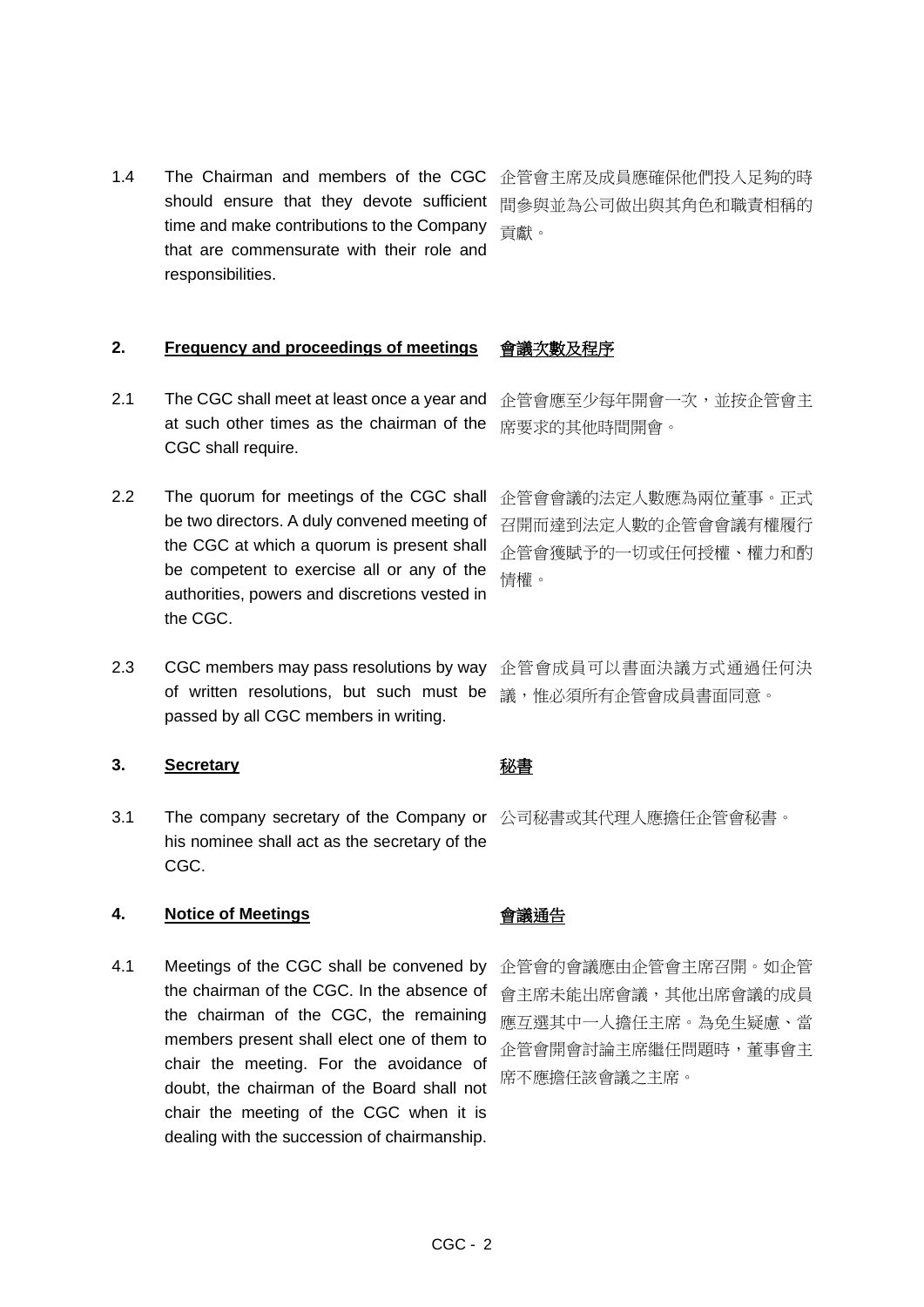1.4 The Chairman and members of the CGC should ensure that they devote sufficient time and make contributions to the Company that are commensurate with their role and responsibilities.

企管會主席及成員應確保他們投入足夠的時間參與並為公司做出與其角色和職責相稱的貢獻。

## 2. Frequency and proceedings of meetings 會議次數及程序

2.1 The CGC shall meet at least once a year and at such other times as the chairman of the CGC shall require.

企管會應至少每年開會一次，並按企管會主席要求的其他時間開會。

2.2 The quorum for meetings of the CGC shall be two directors. A duly convened meeting of the CGC at which a quorum is present shall be competent to exercise all or any of the authorities, powers and discretions vested in the CGC.

企管會會議的法定人數應為兩位董事。正式召開而達到法定人數的企管會會議有權履行企管會獲賦予的一切或任何授權、權力和酌情權。

2.3 CGC members may pass resolutions by way of written resolutions, but such must be passed by all CGC members in writing.

企管會成員可以書面決議方式通過任何決議，惟必須所有企管會成員書面同意。

## 3. Secretary 秘書

3.1 The company secretary of the Company or his nominee shall act as the secretary of the CGC.

公司秘書或其代理人應擔任企管會秘書。

## 4. Notice of Meetings 會議通告

4.1 Meetings of the CGC shall be convened by the chairman of the CGC. In the absence of the chairman of the CGC, the remaining members present shall elect one of them to chair the meeting. For the avoidance of doubt, the chairman of the Board shall not chair the meeting of the CGC when it is dealing with the succession of chairmanship.

企管會的會議應由企管會主席召開。如企管會主席未能出席會議，其他出席會議的成員應互選其中一人擔任主席。為免生疑慮、當企管會開會討論主席繼任問題時，董事會主席不應擔任該會議之主席。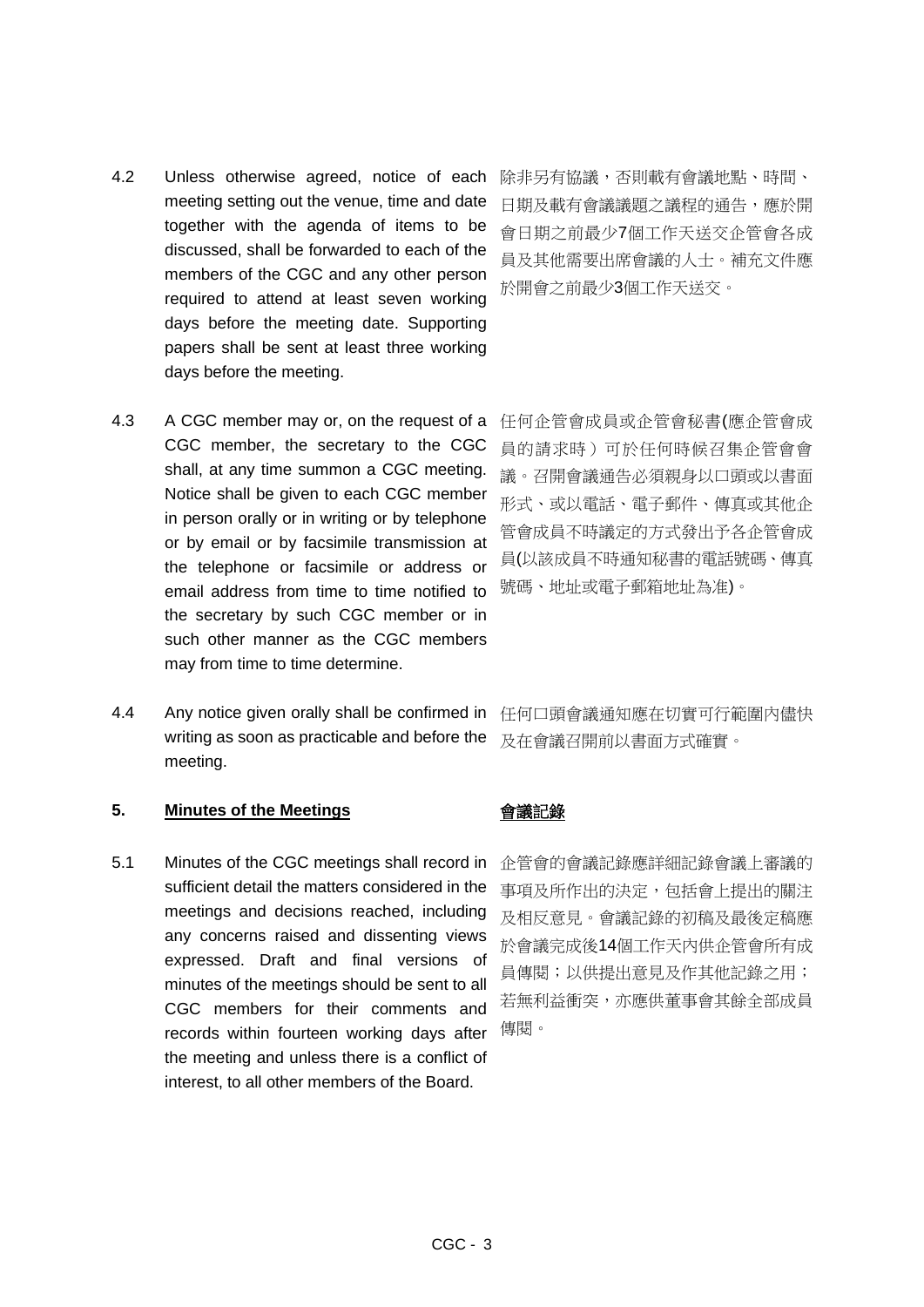4.2 Unless otherwise agreed, notice of each meeting setting out the venue, time and date together with the agenda of items to be discussed, shall be forwarded to each of the members of the CGC and any other person required to attend at least seven working days before the meeting date. Supporting papers shall be sent at least three working days before the meeting.

除非另有協議，否則載有會議地點、時間、日期及載有會議議題之議程的通告，應於開會日期之前最少7個工作天送交企管會各成員及其他需要出席會議的人士。補充文件應於開會之前最少3個工作天送交。

4.3 A CGC member may or, on the request of a CGC member, the secretary to the CGC shall, at any time summon a CGC meeting. Notice shall be given to each CGC member in person orally or in writing or by telephone or by email or by facsimile transmission at the telephone or facsimile or address or email address from time to time notified to the secretary by such CGC member or in such other manner as the CGC members may from time to time determine.

任何企管會成員或企管會秘書(應企管會成員的請求時）可於任何時候召集企管會會議。召開會議通告必須親身以口頭或以書面形式、或以電話、電子郵件、傳真或其他企管會成員不時議定的方式發出予各企管會成員(以該成員不時通知秘書的電話號碼、傳真號碼、地址或電子郵箱地址為准)。

4.4 Any notice given orally shall be confirmed in writing as soon as practicable and before the meeting.

任何口頭會議通知應在切實可行範圍內儘快及在會議召開前以書面方式確實。

## 5. <u>Minutes of the Meetings</u> <u>會議記錄</u>

5.1 Minutes of the CGC meetings shall record in sufficient detail the matters considered in the meetings and decisions reached, including any concerns raised and dissenting views expressed. Draft and final versions of minutes of the meetings should be sent to all CGC members for their comments and records within fourteen working days after the meeting and unless there is a conflict of interest, to all other members of the Board.

企管會的會議記錄應詳細記錄會議上審議的事項及所作出的決定，包括會上提出的關注及相反意見。會議記錄的初稿及最後定稿應於會議完成後14個工作天內供企管會所有成員傳閱；以供提出意見及作其他記錄之用；若無利益衝突，亦應供董事會其餘全部成員傳閱。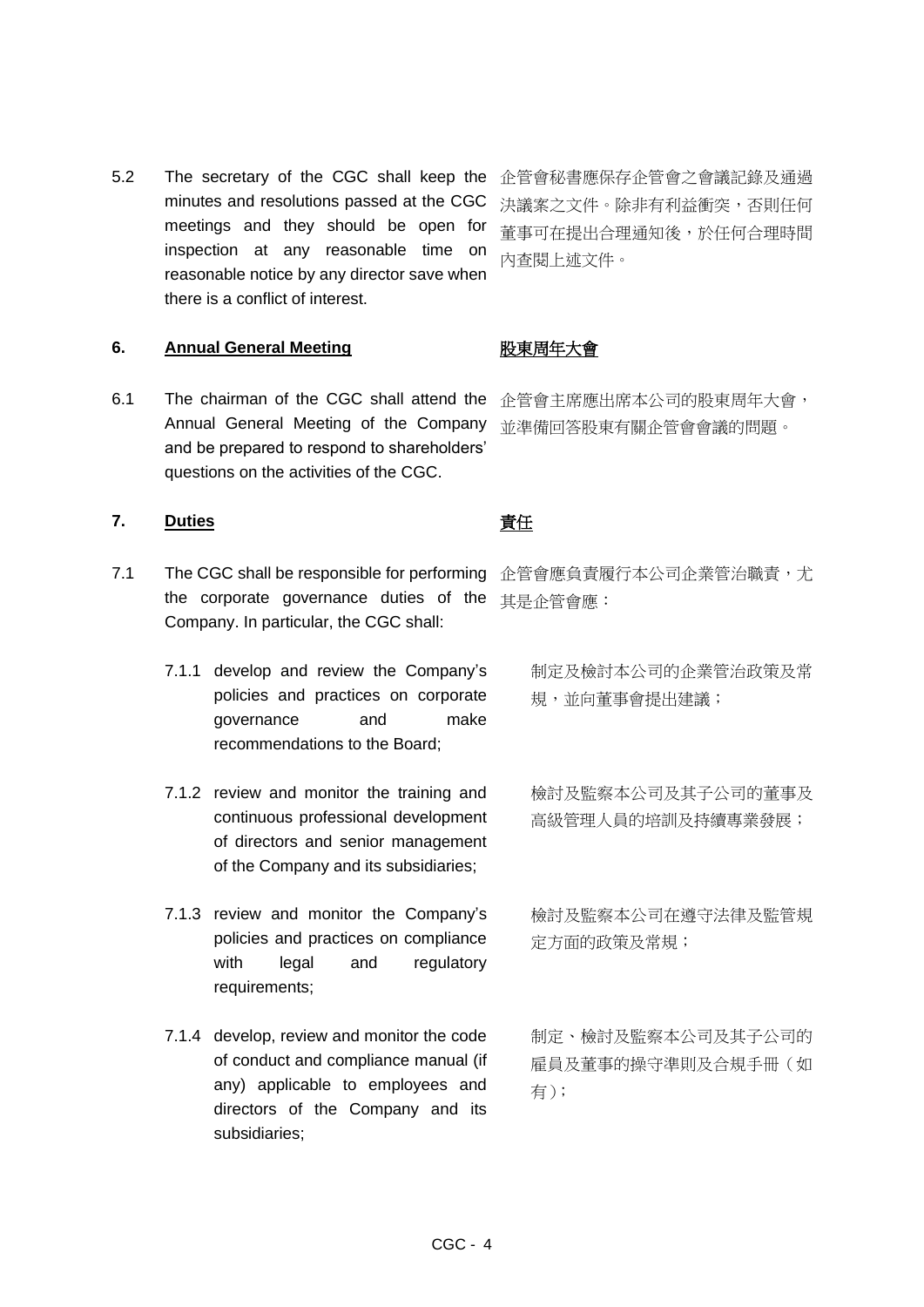5.2 The secretary of the CGC shall keep the minutes and resolutions passed at the CGC meetings and they should be open for inspection at any reasonable time on reasonable notice by any director save when there is a conflict of interest.

企管會秘書應保存企管會之會議記錄及通過決議案之文件。除非有利益衝突，否則任何董事可在提出合理通知後，於任何合理時間內查閱上述文件。

## 6. Annual General Meeting

## 股東周年大會

6.1 The chairman of the CGC shall attend the Annual General Meeting of the Company and be prepared to respond to shareholders' questions on the activities of the CGC.

企管會主席應出席本公司的股東周年大會，並準備回答股東有關企管會會議的問題。

## 7. Duties

## 責任

7.1 The CGC shall be responsible for performing the corporate governance duties of the Company. In particular, the CGC shall:

企管會應負責履行本公司企業管治職責，尤其是企管會應：

7.1.1 develop and review the Company's policies and practices on corporate governance and make recommendations to the Board;

制定及檢討本公司的企業管治政策及常規，並向董事會提出建議；

7.1.2 review and monitor the training and continuous professional development of directors and senior management of the Company and its subsidiaries;

檢討及監察本公司及其子公司的董事及高級管理人員的培訓及持續專業發展；

7.1.3 review and monitor the Company's policies and practices on compliance with legal and regulatory requirements;

檢討及監察本公司在遵守法律及監管規定方面的政策及常規；

7.1.4 develop, review and monitor the code of conduct and compliance manual (if any) applicable to employees and directors of the Company and its subsidiaries;

制定、檢討及監察本公司及其子公司的雇員及董事的操守準則及合規手冊（如有）；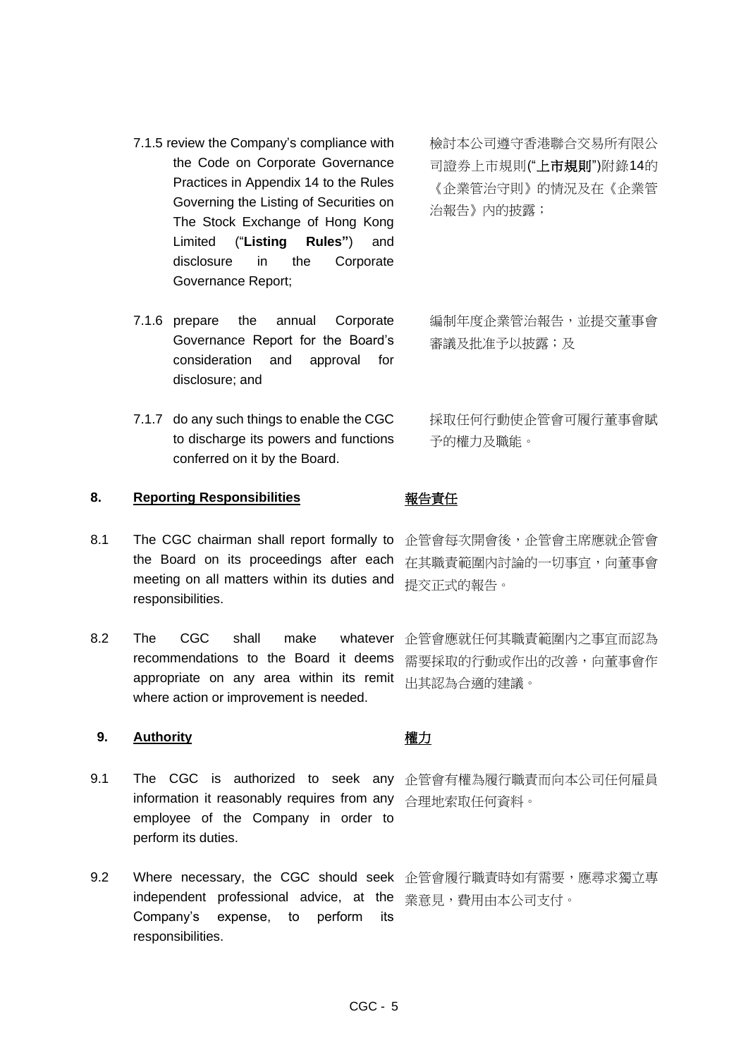7.1.5 review the Company's compliance with the Code on Corporate Governance Practices in Appendix 14 to the Rules Governing the Listing of Securities on The Stock Exchange of Hong Kong Limited ("**Listing Rules"**) and disclosure in the Corporate Governance Report;

檢討本公司遵守香港聯合交易所有限公司證券上市規則("**上市規則**")附錄14的《企業管治守則》的情況及在《企業管治報告》內的披露；

7.1.6 prepare the annual Corporate Governance Report for the Board's consideration and approval for disclosure; and

編制年度企業管治報告，並提交董事會審議及批准予以披露；及

7.1.7 do any such things to enable the CGC to discharge its powers and functions conferred on it by the Board.

採取任何行動使企管會可履行董事會賦予的權力及職能。

## 8. Reporting Responsibilities 報告責任

8.1 The CGC chairman shall report formally to the Board on its proceedings after each meeting on all matters within its duties and responsibilities.

企管會每次開會後，企管會主席應就企管會在其職責範圍內討論的一切事宜，向董事會提交正式的報告。

8.2 The CGC shall make whatever recommendations to the Board it deems appropriate on any area within its remit where action or improvement is needed.

企管會應就任何其職責範圍內之事宜而認為需要採取的行動或作出的改善，向董事會作出其認為合適的建議。

## 9. Authority 權力

9.1 The CGC is authorized to seek any information it reasonably requires from any employee of the Company in order to perform its duties.

企管會有權為履行職責而向本公司任何雇員合理地索取任何資料。

9.2 Where necessary, the CGC should seek independent professional advice, at the Company's expense, to perform its responsibilities.

企管會履行職責時如有需要，應尋求獨立專業意見，費用由本公司支付。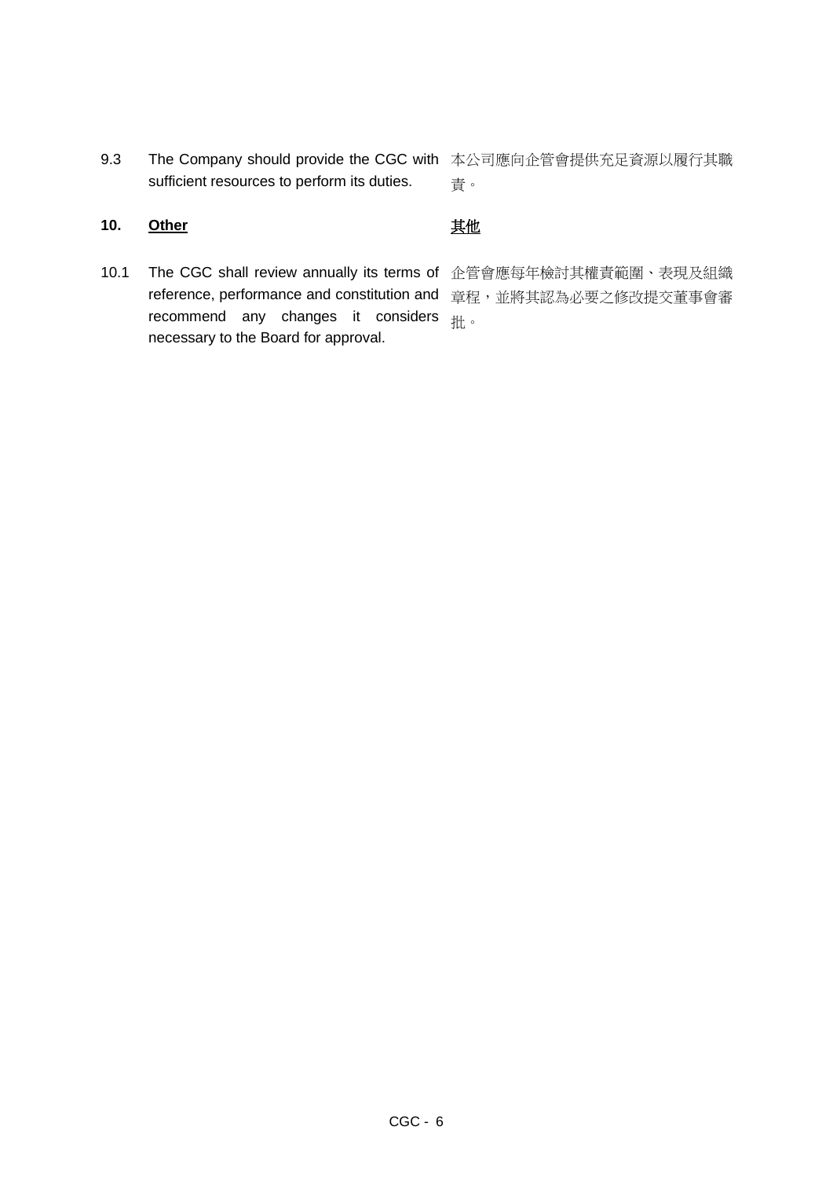9.3 The Company should provide the CGC with sufficient resources to perform its duties.

本公司應向企管會提供充足資源以履行其職責。

**10. <u>Other</u>**

**<u>其他</u>**

10.1 The CGC shall review annually its terms of reference, performance and constitution and recommend any changes it considers necessary to the Board for approval.

企管會應每年檢討其權責範圍、表現及組織章程，並將其認為必要之修改提交董事會審批。